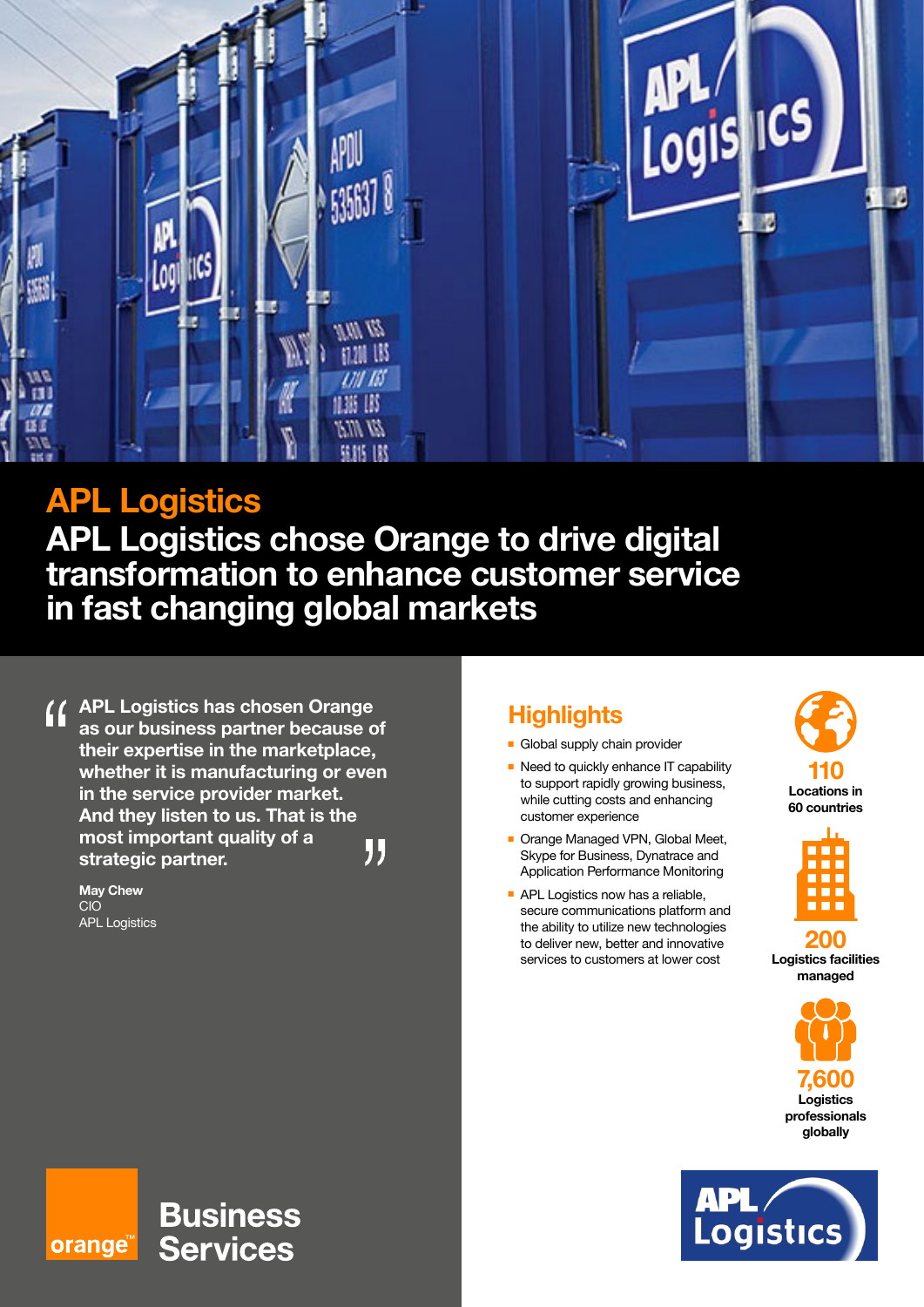# APL Logistics

## APL Logistics chose Orange to drive digital transformation to enhance customer service in fast changing global markets

> **APL Logistics has chosen Orange as our business partner because of their expertise in the marketplace, whether it is manufacturing or even in the service provider market. And they listen to us. That is the most important quality of a strategic partner.**
>
> **May Chew**
> CIO
> APL Logistics

## Highlights

- Global supply chain provider
- Need to quickly enhance IT capability to support rapidly growing business, while cutting costs and enhancing customer experience
- Orange Managed VPN, Global Meet, Skype for Business, Dynatrace and Application Performance Monitoring
- APL Logistics now has a reliable, secure communications platform and the ability to utilize new technologies to deliver new, better and innovative services to customers at lower cost

**110**
Locations in 60 countries

**200**
Logistics facilities managed

**7,600**
Logistics professionals globally

orange™ Business Services

APL Logistics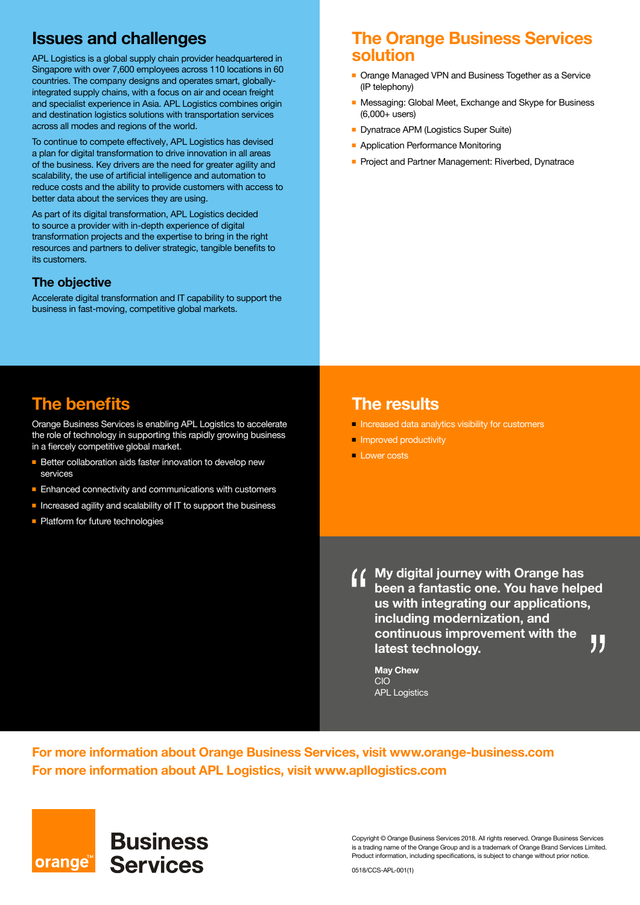## Issues and challenges

APL Logistics is a global supply chain provider headquartered in Singapore with over 7,600 employees across 110 locations in 60 countries. The company designs and operates smart, globally-integrated supply chains, with a focus on air and ocean freight and specialist experience in Asia. APL Logistics combines origin and destination logistics solutions with transportation services across all modes and regions of the world.

To continue to compete effectively, APL Logistics has devised a plan for digital transformation to drive innovation in all areas of the business. Key drivers are the need for greater agility and scalability, the use of artificial intelligence and automation to reduce costs and the ability to provide customers with access to better data about the services they are using.

As part of its digital transformation, APL Logistics decided to source a provider with in-depth experience of digital transformation projects and the expertise to bring in the right resources and partners to deliver strategic, tangible benefits to its customers.

### The objective

Accelerate digital transformation and IT capability to support the business in fast-moving, competitive global markets.

## The Orange Business Services solution

- Orange Managed VPN and Business Together as a Service (IP telephony)
- Messaging: Global Meet, Exchange and Skype for Business (6,000+ users)
- Dynatrace APM (Logistics Super Suite)
- Application Performance Monitoring
- Project and Partner Management: Riverbed, Dynatrace

## The benefits

Orange Business Services is enabling APL Logistics to accelerate the role of technology in supporting this rapidly growing business in a fiercely competitive global market.

- Better collaboration aids faster innovation to develop new services
- Enhanced connectivity and communications with customers
- Increased agility and scalability of IT to support the business
- Platform for future technologies

## The results

- Increased data analytics visibility for customers
- Improved productivity
- Lower costs

> **“My digital journey with Orange has been a fantastic one. You have helped us with integrating our applications, including modernization, and continuous improvement with the latest technology.”**
>
> **May Chew**
> CIO
> APL Logistics

**For more information about Orange Business Services, visit www.orange-business.com**
**For more information about APL Logistics, visit www.apllogistics.com**

orange™ Business Services

Copyright © Orange Business Services 2018. All rights reserved. Orange Business Services is a trading name of the Orange Group and is a trademark of Orange Brand Services Limited. Product information, including specifications, is subject to change without prior notice.

0518/CCS-APL-001(1)